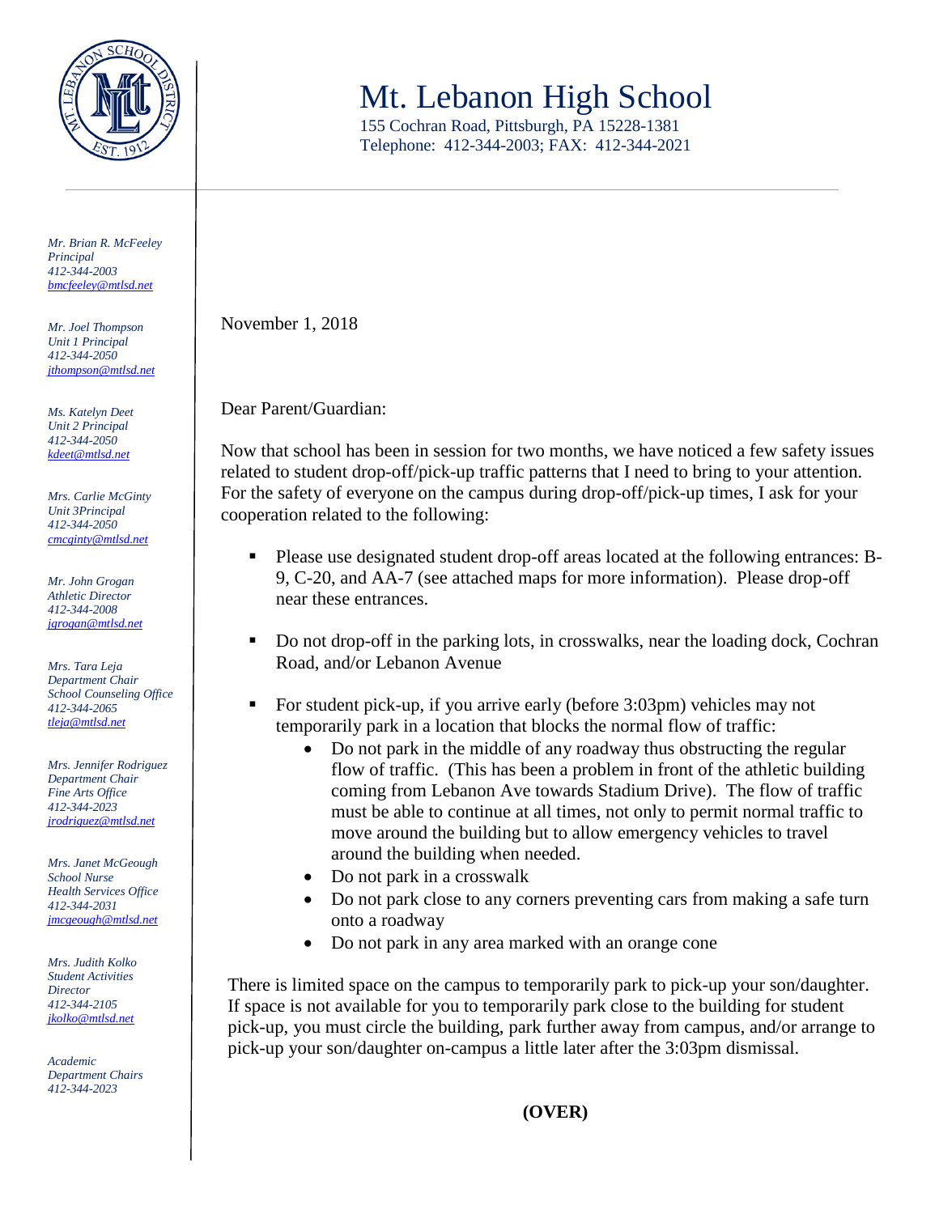# Mt. Lebanon High School

155 Cochran Road, Pittsburgh, PA 15228-1381
Telephone: 412-344-2003; FAX: 412-344-2021

*Mr. Brian R. McFeeley*
*Principal*
*412-344-2003*
*bmcfeeley@mtlsd.net*

*Mr. Joel Thompson*
*Unit 1 Principal*
*412-344-2050*
*jthompson@mtlsd.net*

*Ms. Katelyn Deet*
*Unit 2 Principal*
*412-344-2050*
*kdeet@mtlsd.net*

*Mrs. Carlie McGinty*
*Unit 3Principal*
*412-344-2050*
*cmcginty@mtlsd.net*

*Mr. John Grogan*
*Athletic Director*
*412-344-2008*
*jgrogan@mtlsd.net*

*Mrs. Tara Leja*
*Department Chair*
*School Counseling Office*
*412-344-2065*
*tleja@mtlsd.net*

*Mrs. Jennifer Rodriguez*
*Department Chair*
*Fine Arts Office*
*412-344-2023*
*jrodriguez@mtlsd.net*

*Mrs. Janet McGeough*
*School Nurse*
*Health Services Office*
*412-344-2031*
*jmcgeough@mtlsd.net*

*Mrs. Judith Kolko*
*Student Activities Director*
*412-344-2105*
*jkolko@mtlsd.net*

*Academic*
*Department Chairs*
*412-344-2023*

November 1, 2018

Dear Parent/Guardian:

Now that school has been in session for two months, we have noticed a few safety issues related to student drop-off/pick-up traffic patterns that I need to bring to your attention. For the safety of everyone on the campus during drop-off/pick-up times, I ask for your cooperation related to the following:

- Please use designated student drop-off areas located at the following entrances: B-9, C-20, and AA-7 (see attached maps for more information). Please drop-off near these entrances.
- Do not drop-off in the parking lots, in crosswalks, near the loading dock, Cochran Road, and/or Lebanon Avenue
- For student pick-up, if you arrive early (before 3:03pm) vehicles may not temporarily park in a location that blocks the normal flow of traffic:
  - Do not park in the middle of any roadway thus obstructing the regular flow of traffic. (This has been a problem in front of the athletic building coming from Lebanon Ave towards Stadium Drive). The flow of traffic must be able to continue at all times, not only to permit normal traffic to move around the building but to allow emergency vehicles to travel around the building when needed.
  - Do not park in a crosswalk
  - Do not park close to any corners preventing cars from making a safe turn onto a roadway
  - Do not park in any area marked with an orange cone

There is limited space on the campus to temporarily park to pick-up your son/daughter. If space is not available for you to temporarily park close to the building for student pick-up, you must circle the building, park further away from campus, and/or arrange to pick-up your son/daughter on-campus a little later after the 3:03pm dismissal.

**(OVER)**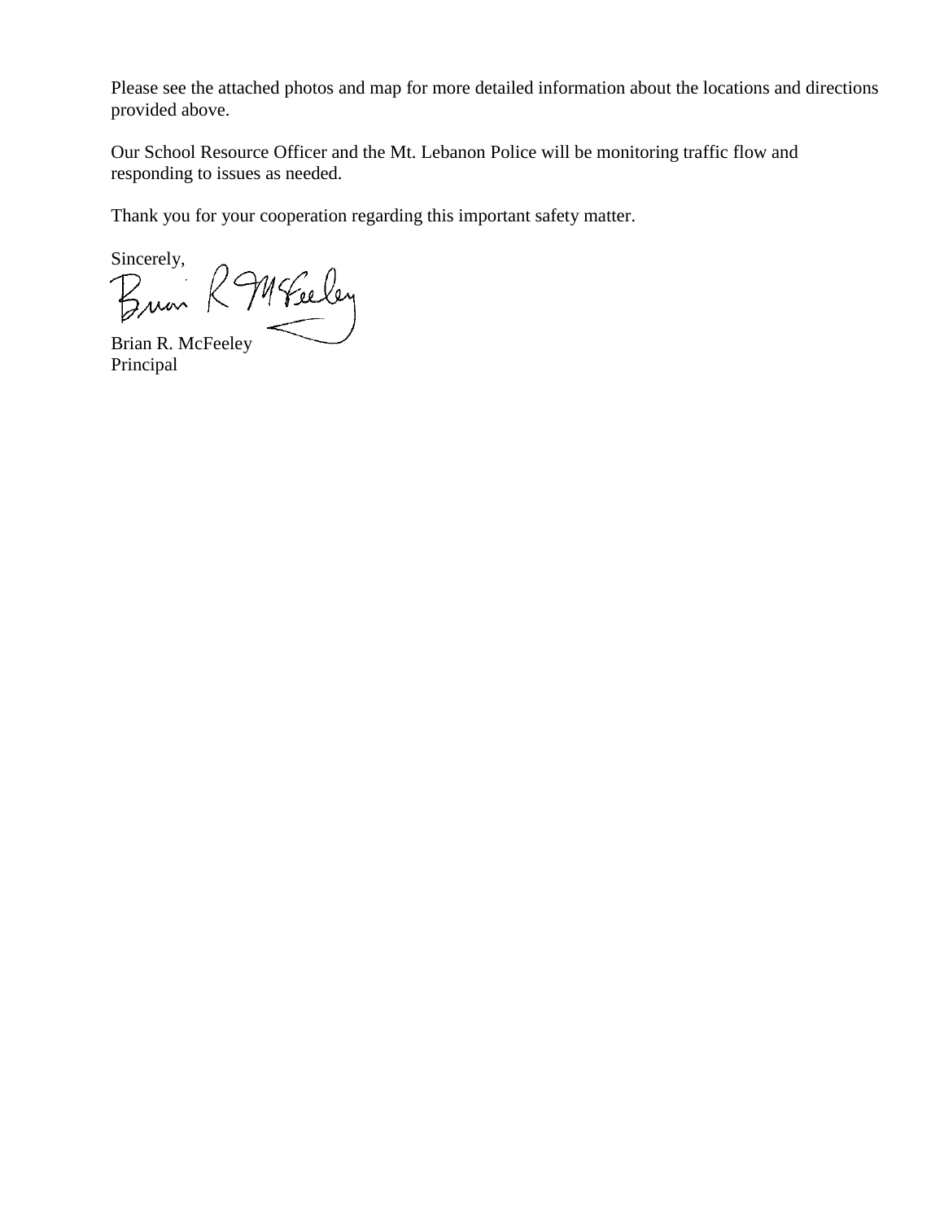Please see the attached photos and map for more detailed information about the locations and directions provided above.

Our School Resource Officer and the Mt. Lebanon Police will be monitoring traffic flow and responding to issues as needed.

Thank you for your cooperation regarding this important safety matter.

Sincerely,

Brian R. McFeeley
Principal